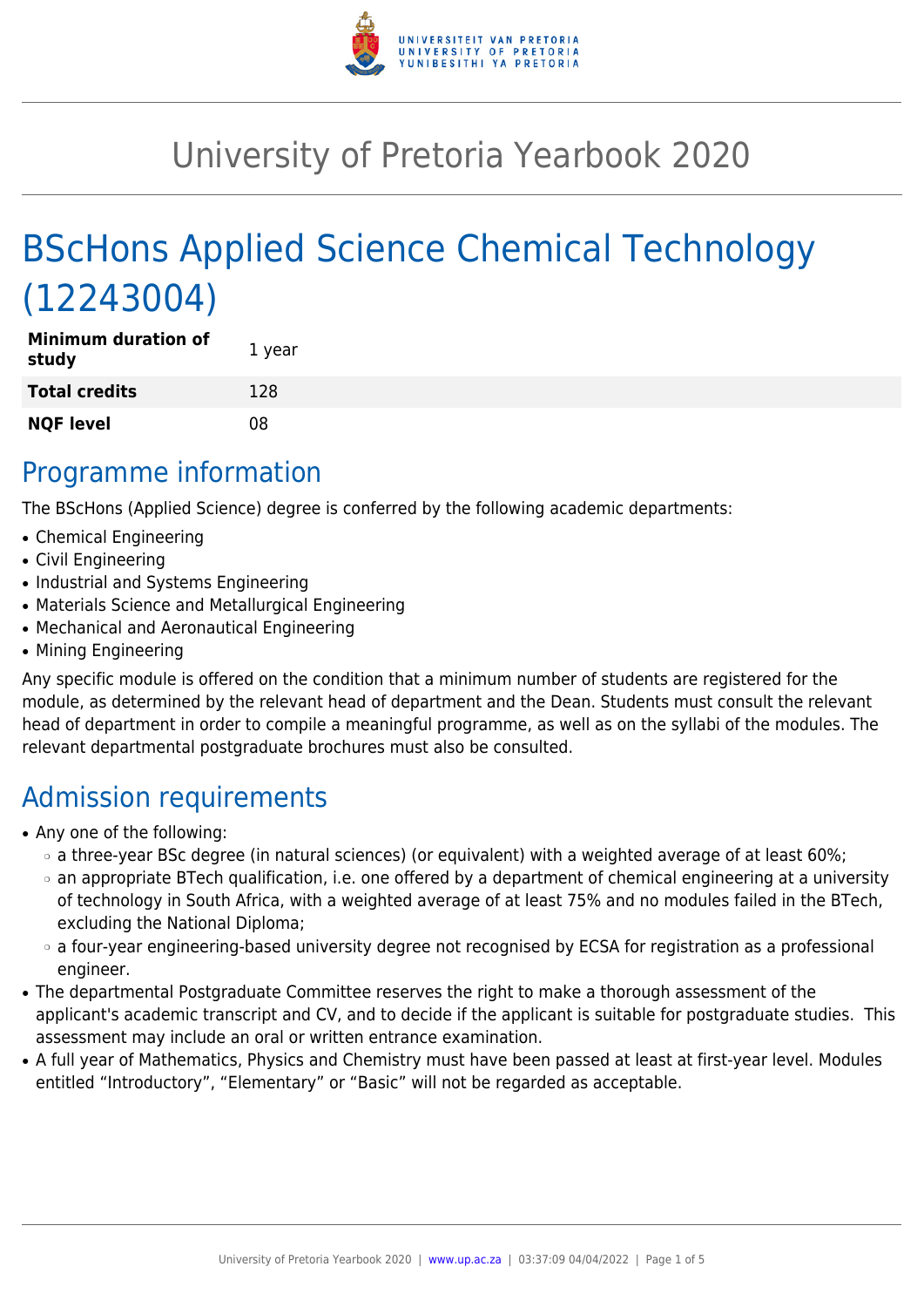# University of Pretoria Yearbook 2020

# BScHons Applied Science Chemical Technology (12243004)

| | |
|---|---|
| **Minimum duration of study** | 1 year |
| **Total credits** | 128 |
| **NQF level** | 08 |

## Programme information

The BScHons (Applied Science) degree is conferred by the following academic departments:

- Chemical Engineering
- Civil Engineering
- Industrial and Systems Engineering
- Materials Science and Metallurgical Engineering
- Mechanical and Aeronautical Engineering
- Mining Engineering

Any specific module is offered on the condition that a minimum number of students are registered for the module, as determined by the relevant head of department and the Dean. Students must consult the relevant head of department in order to compile a meaningful programme, as well as on the syllabi of the modules. The relevant departmental postgraduate brochures must also be consulted.

## Admission requirements

- Any one of the following:
  - a three-year BSc degree (in natural sciences) (or equivalent) with a weighted average of at least 60%;
  - an appropriate BTech qualification, i.e. one offered by a department of chemical engineering at a university of technology in South Africa, with a weighted average of at least 75% and no modules failed in the BTech, excluding the National Diploma;
  - a four-year engineering-based university degree not recognised by ECSA for registration as a professional engineer.
- The departmental Postgraduate Committee reserves the right to make a thorough assessment of the applicant's academic transcript and CV, and to decide if the applicant is suitable for postgraduate studies. This assessment may include an oral or written entrance examination.
- A full year of Mathematics, Physics and Chemistry must have been passed at least at first-year level. Modules entitled "Introductory", "Elementary" or "Basic" will not be regarded as acceptable.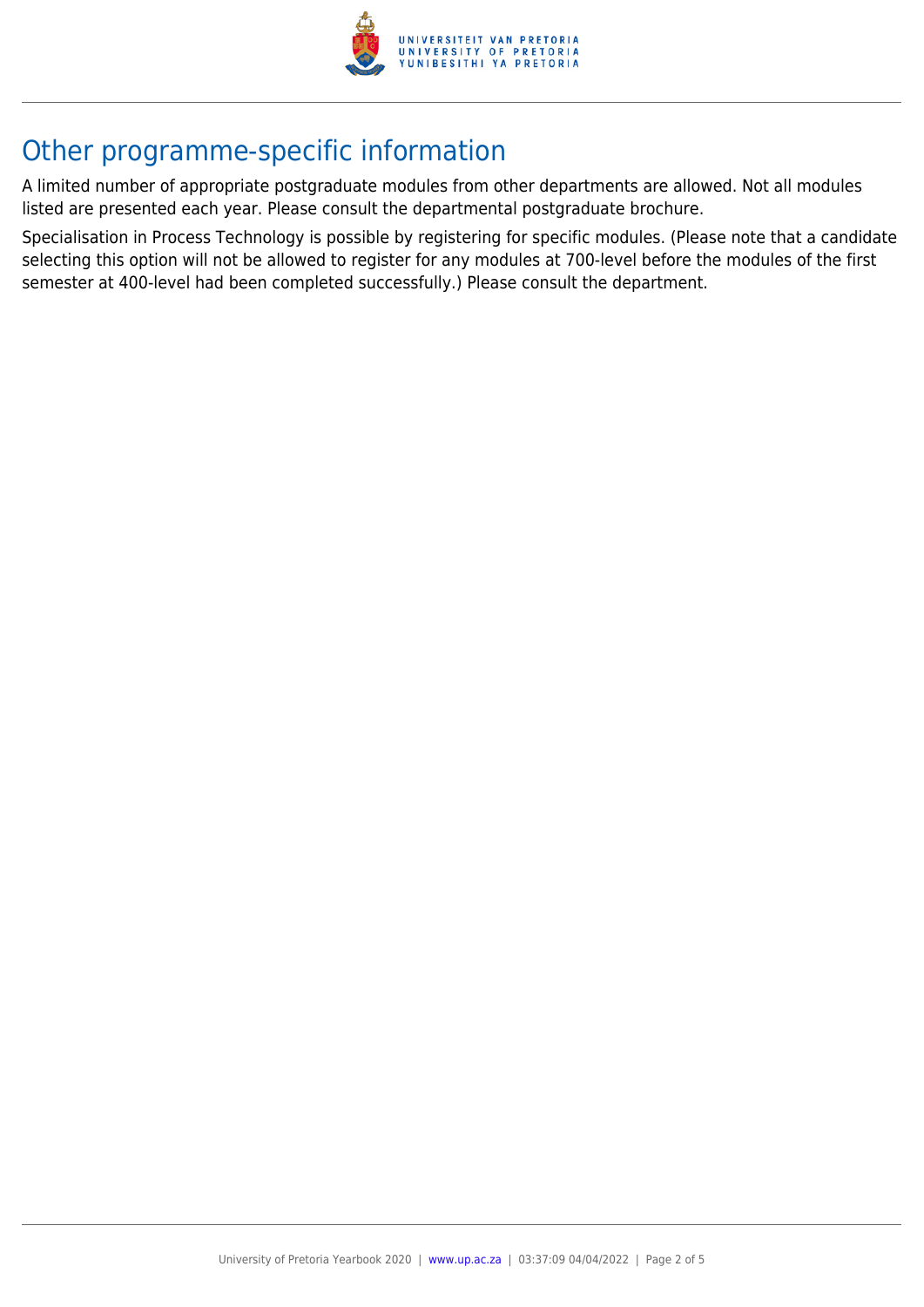## Other programme-specific information

A limited number of appropriate postgraduate modules from other departments are allowed. Not all modules listed are presented each year. Please consult the departmental postgraduate brochure.

Specialisation in Process Technology is possible by registering for specific modules. (Please note that a candidate selecting this option will not be allowed to register for any modules at 700-level before the modules of the first semester at 400-level had been completed successfully.) Please consult the department.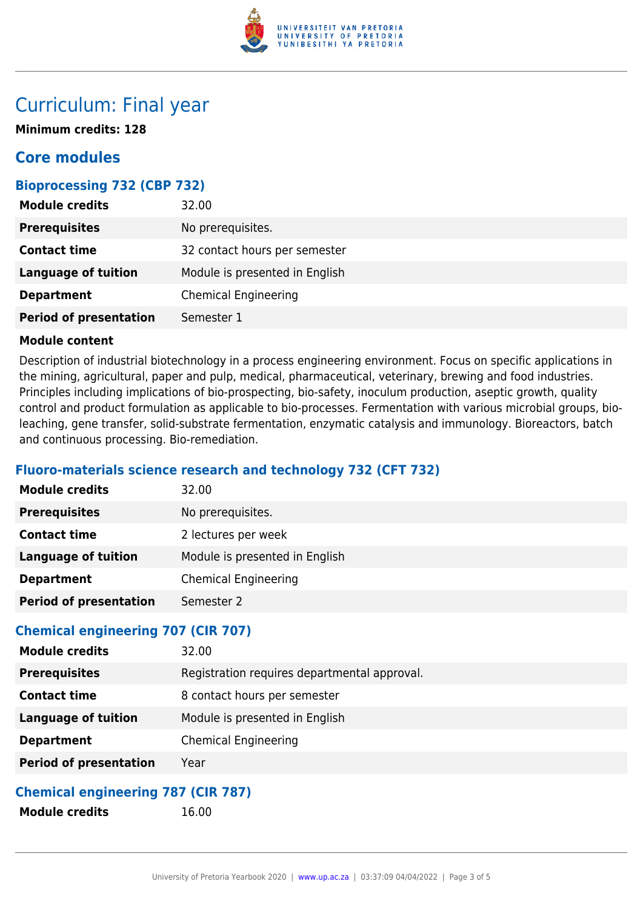# Curriculum: Final year

**Minimum credits: 128**

## Core modules

### Bioprocessing 732 (CBP 732)

| | |
|---|---|
| **Module credits** | 32.00 |
| **Prerequisites** | No prerequisites. |
| **Contact time** | 32 contact hours per semester |
| **Language of tuition** | Module is presented in English |
| **Department** | Chemical Engineering |
| **Period of presentation** | Semester 1 |

**Module content**

Description of industrial biotechnology in a process engineering environment. Focus on specific applications in the mining, agricultural, paper and pulp, medical, pharmaceutical, veterinary, brewing and food industries. Principles including implications of bio-prospecting, bio-safety, inoculum production, aseptic growth, quality control and product formulation as applicable to bio-processes. Fermentation with various microbial groups, bio-leaching, gene transfer, solid-substrate fermentation, enzymatic catalysis and immunology. Bioreactors, batch and continuous processing. Bio-remediation.

### Fluoro-materials science research and technology 732 (CFT 732)

| | |
|---|---|
| **Module credits** | 32.00 |
| **Prerequisites** | No prerequisites. |
| **Contact time** | 2 lectures per week |
| **Language of tuition** | Module is presented in English |
| **Department** | Chemical Engineering |
| **Period of presentation** | Semester 2 |

### Chemical engineering 707 (CIR 707)

| | |
|---|---|
| **Module credits** | 32.00 |
| **Prerequisites** | Registration requires departmental approval. |
| **Contact time** | 8 contact hours per semester |
| **Language of tuition** | Module is presented in English |
| **Department** | Chemical Engineering |
| **Period of presentation** | Year |

### Chemical engineering 787 (CIR 787)

| | |
|---|---|
| **Module credits** | 16.00 |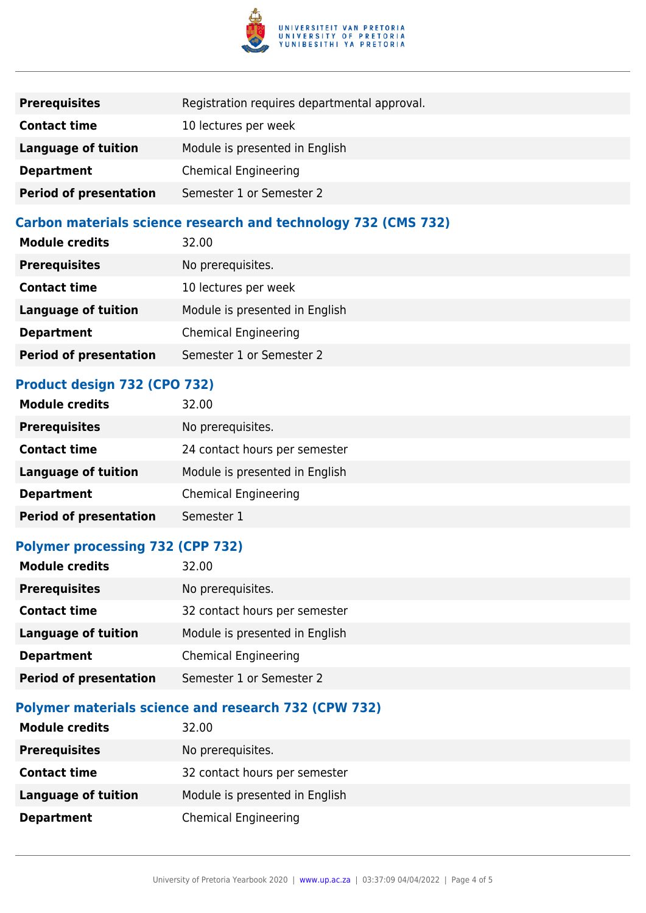| | |
|---|---|
| **Prerequisites** | Registration requires departmental approval. |
| **Contact time** | 10 lectures per week |
| **Language of tuition** | Module is presented in English |
| **Department** | Chemical Engineering |
| **Period of presentation** | Semester 1 or Semester 2 |

### Carbon materials science research and technology 732 (CMS 732)

| | |
|---|---|
| **Module credits** | 32.00 |
| **Prerequisites** | No prerequisites. |
| **Contact time** | 10 lectures per week |
| **Language of tuition** | Module is presented in English |
| **Department** | Chemical Engineering |
| **Period of presentation** | Semester 1 or Semester 2 |

### Product design 732 (CPO 732)

| | |
|---|---|
| **Module credits** | 32.00 |
| **Prerequisites** | No prerequisites. |
| **Contact time** | 24 contact hours per semester |
| **Language of tuition** | Module is presented in English |
| **Department** | Chemical Engineering |
| **Period of presentation** | Semester 1 |

### Polymer processing 732 (CPP 732)

| | |
|---|---|
| **Module credits** | 32.00 |
| **Prerequisites** | No prerequisites. |
| **Contact time** | 32 contact hours per semester |
| **Language of tuition** | Module is presented in English |
| **Department** | Chemical Engineering |
| **Period of presentation** | Semester 1 or Semester 2 |

### Polymer materials science and research 732 (CPW 732)

| | |
|---|---|
| **Module credits** | 32.00 |
| **Prerequisites** | No prerequisites. |
| **Contact time** | 32 contact hours per semester |
| **Language of tuition** | Module is presented in English |
| **Department** | Chemical Engineering |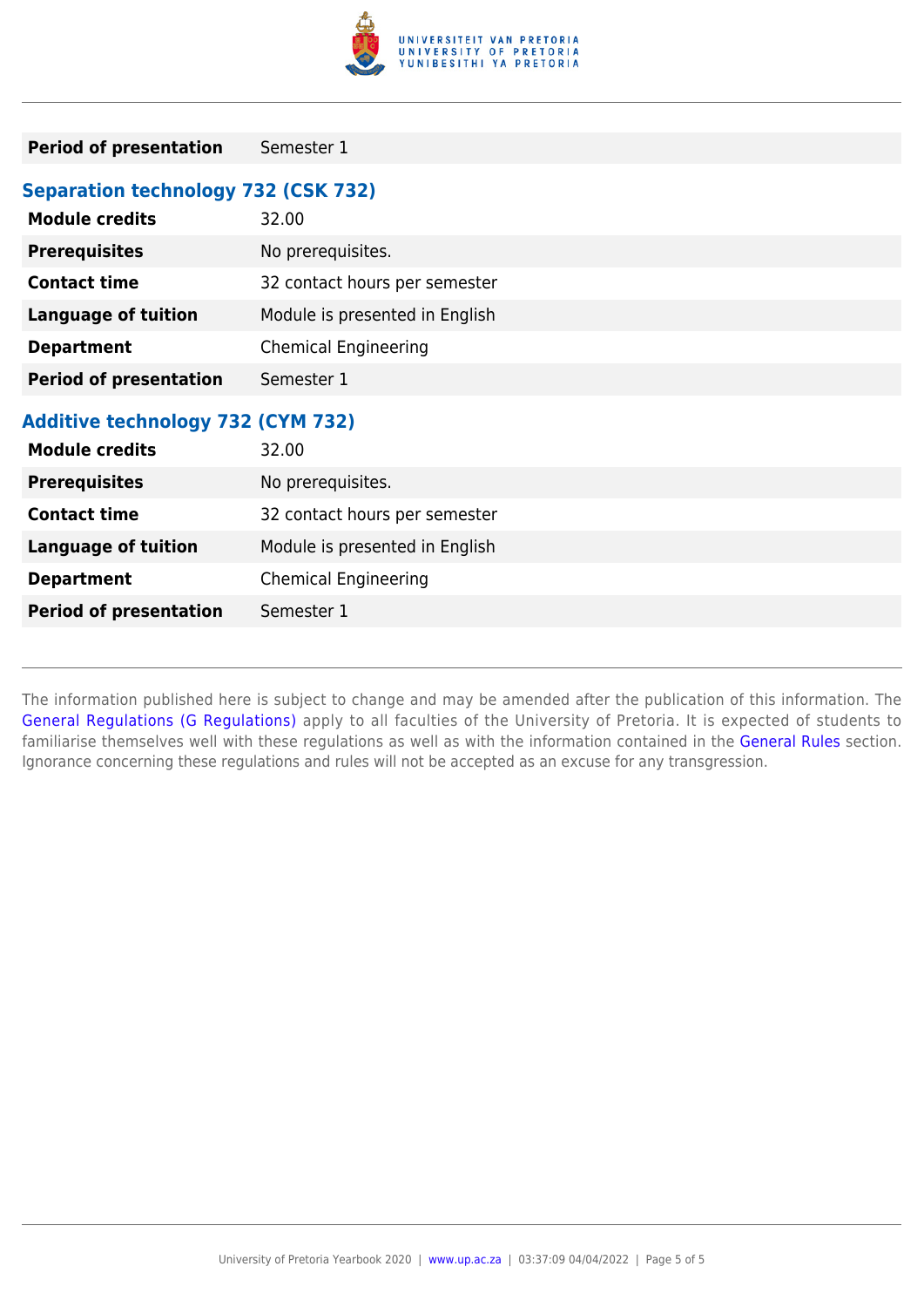| | |
|---|---|
| **Period of presentation** | Semester 1 |

### Separation technology 732 (CSK 732)

| | |
|---|---|
| **Module credits** | 32.00 |
| **Prerequisites** | No prerequisites. |
| **Contact time** | 32 contact hours per semester |
| **Language of tuition** | Module is presented in English |
| **Department** | Chemical Engineering |
| **Period of presentation** | Semester 1 |

### Additive technology 732 (CYM 732)

| | |
|---|---|
| **Module credits** | 32.00 |
| **Prerequisites** | No prerequisites. |
| **Contact time** | 32 contact hours per semester |
| **Language of tuition** | Module is presented in English |
| **Department** | Chemical Engineering |
| **Period of presentation** | Semester 1 |

The information published here is subject to change and may be amended after the publication of this information. The General Regulations (G Regulations) apply to all faculties of the University of Pretoria. It is expected of students to familiarise themselves well with these regulations as well as with the information contained in the General Rules section. Ignorance concerning these regulations and rules will not be accepted as an excuse for any transgression.